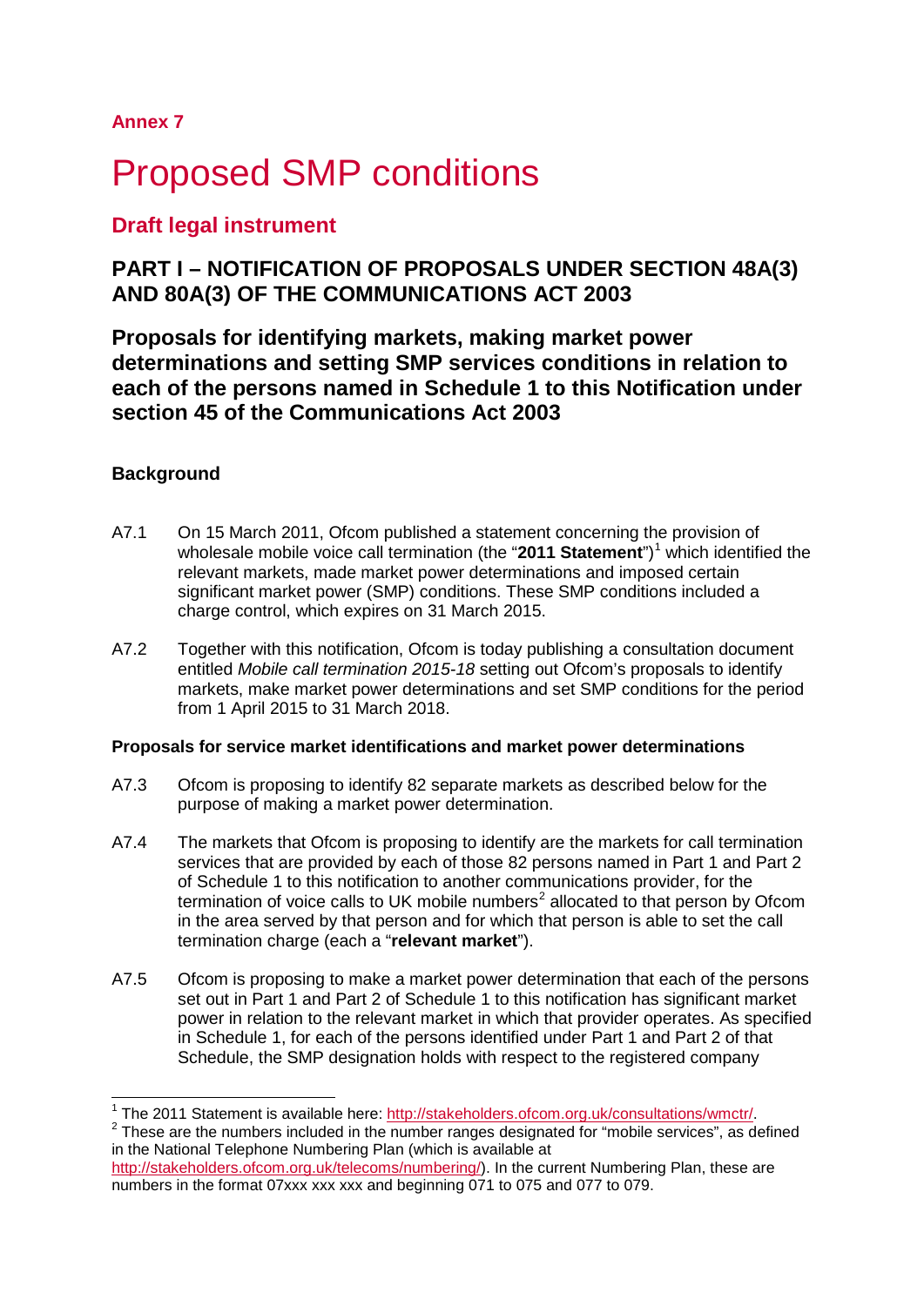**Annex 7**

# Proposed SMP conditions

## Draft legal instrument

## PART I – NOTIFICATION OF PROPOSALS UNDER SECTION 48A(3) AND 80A(3) OF THE COMMUNICATIONS ACT 2003

## Proposals for identifying markets, making market power determinations and setting SMP services conditions in relation to each of the persons named in Schedule 1 to this Notification under section 45 of the Communications Act 2003

### Background

A7.1 On 15 March 2011, Ofcom published a statement concerning the provision of wholesale mobile voice call termination (the "**2011 Statement**")[1] which identified the relevant markets, made market power determinations and imposed certain significant market power (SMP) conditions. These SMP conditions included a charge control, which expires on 31 March 2015.

A7.2 Together with this notification, Ofcom is today publishing a consultation document entitled *Mobile call termination 2015-18* setting out Ofcom's proposals to identify markets, make market power determinations and set SMP conditions for the period from 1 April 2015 to 31 March 2018.

**Proposals for service market identifications and market power determinations**

A7.3 Ofcom is proposing to identify 82 separate markets as described below for the purpose of making a market power determination.

A7.4 The markets that Ofcom is proposing to identify are the markets for call termination services that are provided by each of those 82 persons named in Part 1 and Part 2 of Schedule 1 to this notification to another communications provider, for the termination of voice calls to UK mobile numbers[2] allocated to that person by Ofcom in the area served by that person and for which that person is able to set the call termination charge (each a "**relevant market**").

A7.5 Ofcom is proposing to make a market power determination that each of the persons set out in Part 1 and Part 2 of Schedule 1 to this notification has significant market power in relation to the relevant market in which that provider operates. As specified in Schedule 1, for each of the persons identified under Part 1 and Part 2 of that Schedule, the SMP designation holds with respect to the registered company

---

[1] The 2011 Statement is available here: http://stakeholders.ofcom.org.uk/consultations/wmctr/.

[2] These are the numbers included in the number ranges designated for "mobile services", as defined in the National Telephone Numbering Plan (which is available at http://stakeholders.ofcom.org.uk/telecoms/numbering/). In the current Numbering Plan, these are numbers in the format 07xxx xxx xxx and beginning 071 to 075 and 077 to 079.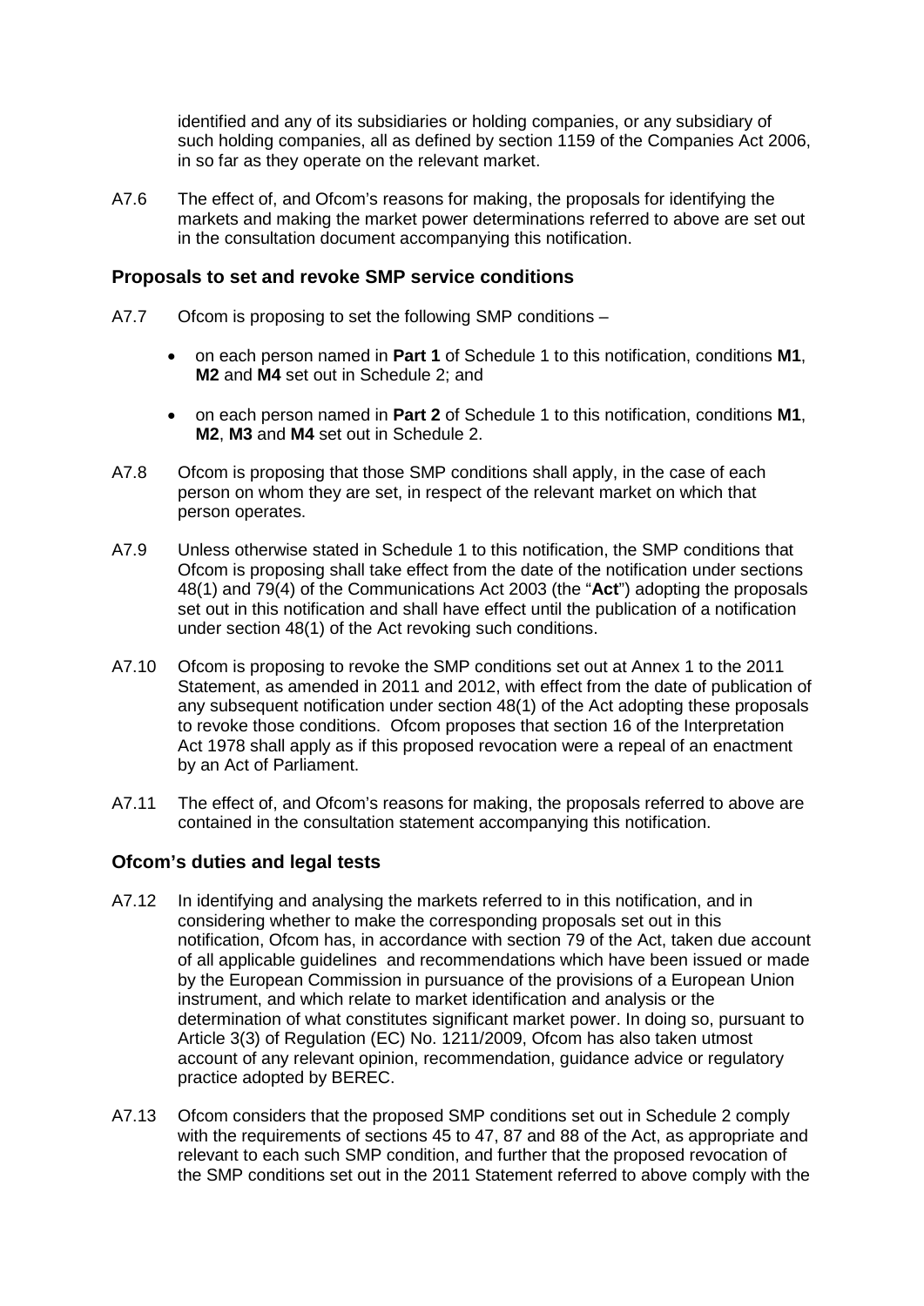identified and any of its subsidiaries or holding companies, or any subsidiary of such holding companies, all as defined by section 1159 of the Companies Act 2006, in so far as they operate on the relevant market.

A7.6 The effect of, and Ofcom's reasons for making, the proposals for identifying the markets and making the market power determinations referred to above are set out in the consultation document accompanying this notification.

### Proposals to set and revoke SMP service conditions

A7.7 Ofcom is proposing to set the following SMP conditions –

- on each person named in **Part 1** of Schedule 1 to this notification, conditions **M1**, **M2** and **M4** set out in Schedule 2; and
- on each person named in **Part 2** of Schedule 1 to this notification, conditions **M1**, **M2**, **M3** and **M4** set out in Schedule 2.

A7.8 Ofcom is proposing that those SMP conditions shall apply, in the case of each person on whom they are set, in respect of the relevant market on which that person operates.

A7.9 Unless otherwise stated in Schedule 1 to this notification, the SMP conditions that Ofcom is proposing shall take effect from the date of the notification under sections 48(1) and 79(4) of the Communications Act 2003 (the "**Act**") adopting the proposals set out in this notification and shall have effect until the publication of a notification under section 48(1) of the Act revoking such conditions.

A7.10 Ofcom is proposing to revoke the SMP conditions set out at Annex 1 to the 2011 Statement, as amended in 2011 and 2012, with effect from the date of publication of any subsequent notification under section 48(1) of the Act adopting these proposals to revoke those conditions. Ofcom proposes that section 16 of the Interpretation Act 1978 shall apply as if this proposed revocation were a repeal of an enactment by an Act of Parliament.

A7.11 The effect of, and Ofcom's reasons for making, the proposals referred to above are contained in the consultation statement accompanying this notification.

### Ofcom's duties and legal tests

A7.12 In identifying and analysing the markets referred to in this notification, and in considering whether to make the corresponding proposals set out in this notification, Ofcom has, in accordance with section 79 of the Act, taken due account of all applicable guidelines and recommendations which have been issued or made by the European Commission in pursuance of the provisions of a European Union instrument, and which relate to market identification and analysis or the determination of what constitutes significant market power. In doing so, pursuant to Article 3(3) of Regulation (EC) No. 1211/2009, Ofcom has also taken utmost account of any relevant opinion, recommendation, guidance advice or regulatory practice adopted by BEREC.

A7.13 Ofcom considers that the proposed SMP conditions set out in Schedule 2 comply with the requirements of sections 45 to 47, 87 and 88 of the Act, as appropriate and relevant to each such SMP condition, and further that the proposed revocation of the SMP conditions set out in the 2011 Statement referred to above comply with the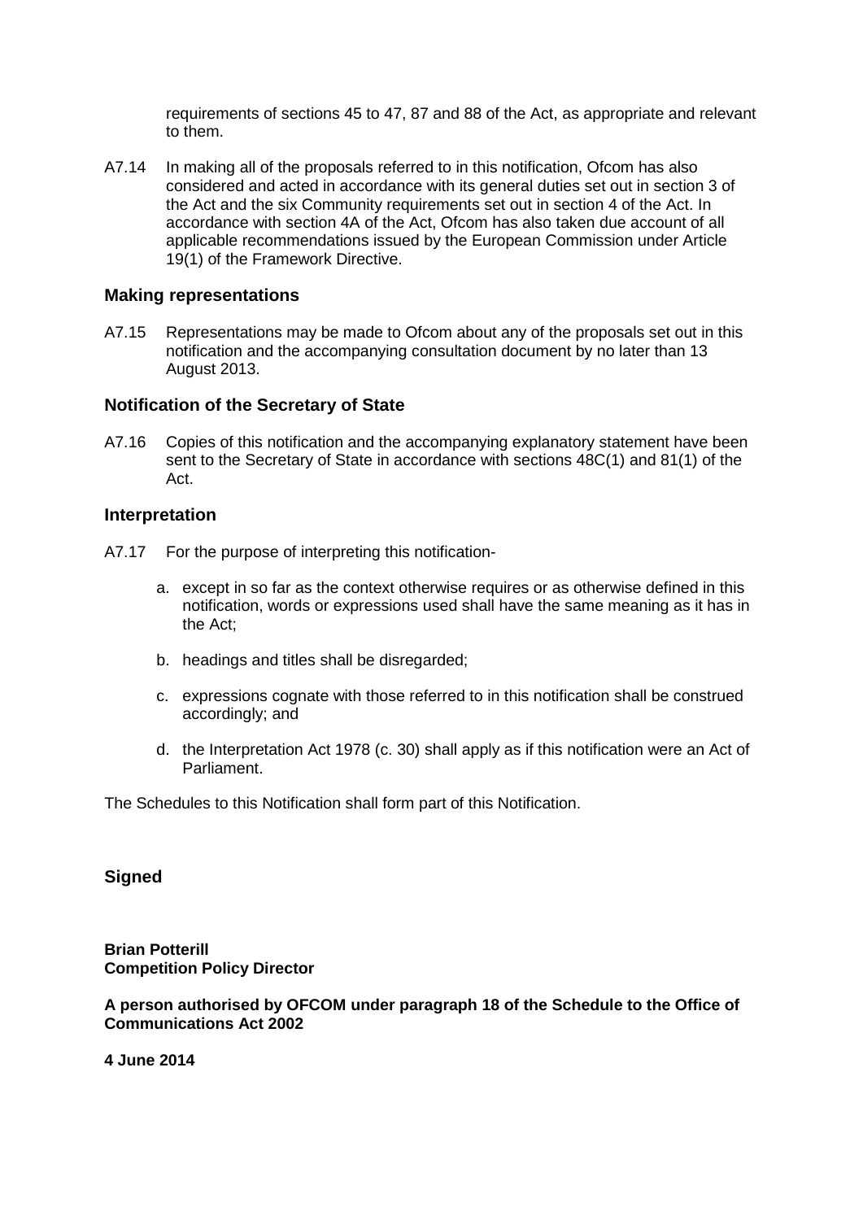requirements of sections 45 to 47, 87 and 88 of the Act, as appropriate and relevant to them.

A7.14 In making all of the proposals referred to in this notification, Ofcom has also considered and acted in accordance with its general duties set out in section 3 of the Act and the six Community requirements set out in section 4 of the Act. In accordance with section 4A of the Act, Ofcom has also taken due account of all applicable recommendations issued by the European Commission under Article 19(1) of the Framework Directive.

### Making representations

A7.15 Representations may be made to Ofcom about any of the proposals set out in this notification and the accompanying consultation document by no later than 13 August 2013.

### Notification of the Secretary of State

A7.16 Copies of this notification and the accompanying explanatory statement have been sent to the Secretary of State in accordance with sections 48C(1) and 81(1) of the Act.

### Interpretation

A7.17 For the purpose of interpreting this notification-

a. except in so far as the context otherwise requires or as otherwise defined in this notification, words or expressions used shall have the same meaning as it has in the Act;

b. headings and titles shall be disregarded;

c. expressions cognate with those referred to in this notification shall be construed accordingly; and

d. the Interpretation Act 1978 (c. 30) shall apply as if this notification were an Act of Parliament.

The Schedules to this Notification shall form part of this Notification.

**Signed**

**Brian Potterill**
**Competition Policy Director**

**A person authorised by OFCOM under paragraph 18 of the Schedule to the Office of Communications Act 2002**

**4 June 2014**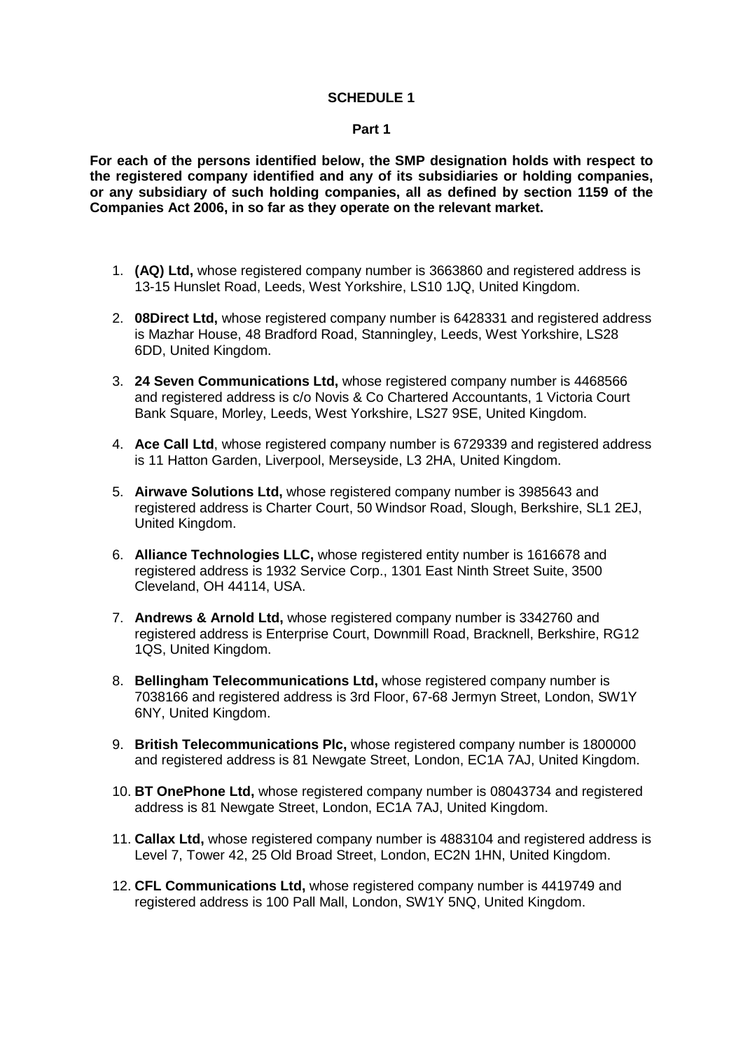## SCHEDULE 1

### Part 1

**For each of the persons identified below, the SMP designation holds with respect to the registered company identified and any of its subsidiaries or holding companies, or any subsidiary of such holding companies, all as defined by section 1159 of the Companies Act 2006, in so far as they operate on the relevant market.**

1. **(AQ) Ltd,** whose registered company number is 3663860 and registered address is 13-15 Hunslet Road, Leeds, West Yorkshire, LS10 1JQ, United Kingdom.
2. **08Direct Ltd,** whose registered company number is 6428331 and registered address is Mazhar House, 48 Bradford Road, Stanningley, Leeds, West Yorkshire, LS28 6DD, United Kingdom.
3. **24 Seven Communications Ltd,** whose registered company number is 4468566 and registered address is c/o Novis & Co Chartered Accountants, 1 Victoria Court Bank Square, Morley, Leeds, West Yorkshire, LS27 9SE, United Kingdom.
4. **Ace Call Ltd**, whose registered company number is 6729339 and registered address is 11 Hatton Garden, Liverpool, Merseyside, L3 2HA, United Kingdom.
5. **Airwave Solutions Ltd,** whose registered company number is 3985643 and registered address is Charter Court, 50 Windsor Road, Slough, Berkshire, SL1 2EJ, United Kingdom.
6. **Alliance Technologies LLC,** whose registered entity number is 1616678 and registered address is 1932 Service Corp., 1301 East Ninth Street Suite, 3500 Cleveland, OH 44114, USA.
7. **Andrews & Arnold Ltd,** whose registered company number is 3342760 and registered address is Enterprise Court, Downmill Road, Bracknell, Berkshire, RG12 1QS, United Kingdom.
8. **Bellingham Telecommunications Ltd,** whose registered company number is 7038166 and registered address is 3rd Floor, 67-68 Jermyn Street, London, SW1Y 6NY, United Kingdom.
9. **British Telecommunications Plc,** whose registered company number is 1800000 and registered address is 81 Newgate Street, London, EC1A 7AJ, United Kingdom.
10. **BT OnePhone Ltd,** whose registered company number is 08043734 and registered address is 81 Newgate Street, London, EC1A 7AJ, United Kingdom.
11. **Callax Ltd,** whose registered company number is 4883104 and registered address is Level 7, Tower 42, 25 Old Broad Street, London, EC2N 1HN, United Kingdom.
12. **CFL Communications Ltd,** whose registered company number is 4419749 and registered address is 100 Pall Mall, London, SW1Y 5NQ, United Kingdom.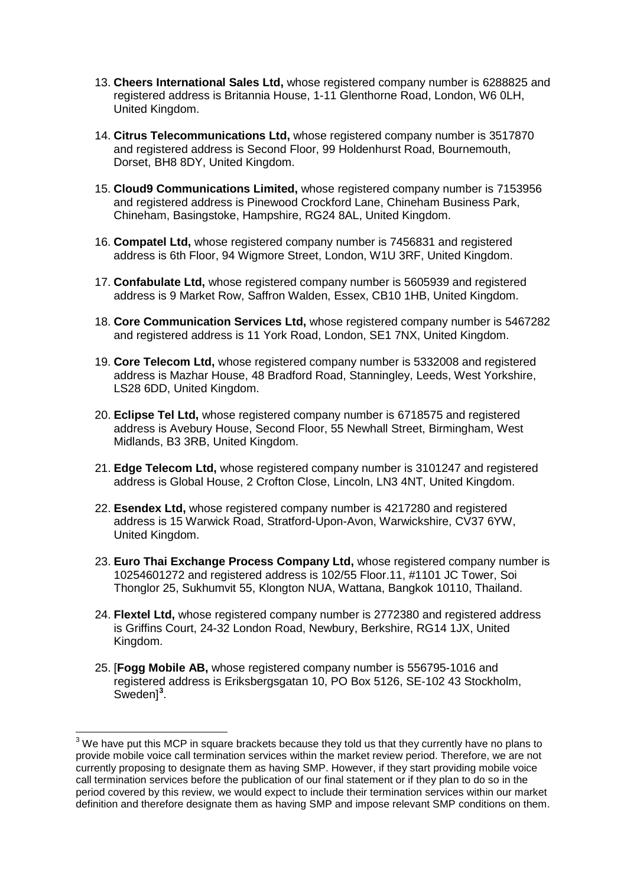13. **Cheers International Sales Ltd,** whose registered company number is 6288825 and registered address is Britannia House, 1-11 Glenthorne Road, London, W6 0LH, United Kingdom.

14. **Citrus Telecommunications Ltd,** whose registered company number is 3517870 and registered address is Second Floor, 99 Holdenhurst Road, Bournemouth, Dorset, BH8 8DY, United Kingdom.

15. **Cloud9 Communications Limited,** whose registered company number is 7153956 and registered address is Pinewood Crockford Lane, Chineham Business Park, Chineham, Basingstoke, Hampshire, RG24 8AL, United Kingdom.

16. **Compatel Ltd,** whose registered company number is 7456831 and registered address is 6th Floor, 94 Wigmore Street, London, W1U 3RF, United Kingdom.

17. **Confabulate Ltd,** whose registered company number is 5605939 and registered address is 9 Market Row, Saffron Walden, Essex, CB10 1HB, United Kingdom.

18. **Core Communication Services Ltd,** whose registered company number is 5467282 and registered address is 11 York Road, London, SE1 7NX, United Kingdom.

19. **Core Telecom Ltd,** whose registered company number is 5332008 and registered address is Mazhar House, 48 Bradford Road, Stanningley, Leeds, West Yorkshire, LS28 6DD, United Kingdom.

20. **Eclipse Tel Ltd,** whose registered company number is 6718575 and registered address is Avebury House, Second Floor, 55 Newhall Street, Birmingham, West Midlands, B3 3RB, United Kingdom.

21. **Edge Telecom Ltd,** whose registered company number is 3101247 and registered address is Global House, 2 Crofton Close, Lincoln, LN3 4NT, United Kingdom.

22. **Esendex Ltd,** whose registered company number is 4217280 and registered address is 15 Warwick Road, Stratford-Upon-Avon, Warwickshire, CV37 6YW, United Kingdom.

23. **Euro Thai Exchange Process Company Ltd,** whose registered company number is 10254601272 and registered address is 102/55 Floor.11, #1101 JC Tower, Soi Thonglor 25, Sukhumvit 55, Klongton NUA, Wattana, Bangkok 10110, Thailand.

24. **Flextel Ltd,** whose registered company number is 2772380 and registered address is Griffins Court, 24-32 London Road, Newbury, Berkshire, RG14 1JX, United Kingdom.

25. [**Fogg Mobile AB,** whose registered company number is 556795-1016 and registered address is Eriksbergsgatan 10, PO Box 5126, SE-102 43 Stockholm, Sweden][3].

---

[3] We have put this MCP in square brackets because they told us that they currently have no plans to provide mobile voice call termination services within the market review period. Therefore, we are not currently proposing to designate them as having SMP. However, if they start providing mobile voice call termination services before the publication of our final statement or if they plan to do so in the period covered by this review, we would expect to include their termination services within our market definition and therefore designate them as having SMP and impose relevant SMP conditions on them.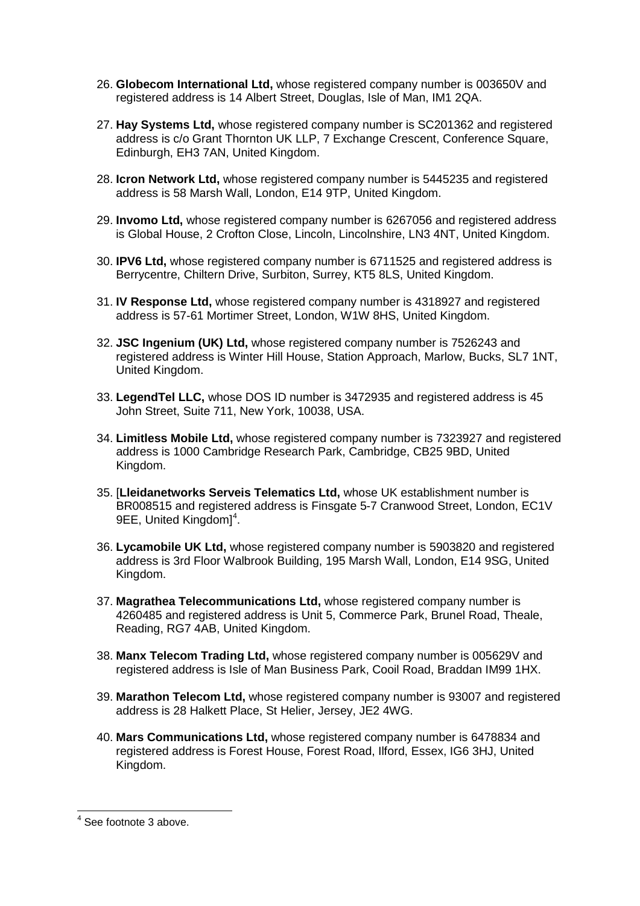26. **Globecom International Ltd,** whose registered company number is 003650V and registered address is 14 Albert Street, Douglas, Isle of Man, IM1 2QA.

27. **Hay Systems Ltd,** whose registered company number is SC201362 and registered address is c/o Grant Thornton UK LLP, 7 Exchange Crescent, Conference Square, Edinburgh, EH3 7AN, United Kingdom.

28. **Icron Network Ltd,** whose registered company number is 5445235 and registered address is 58 Marsh Wall, London, E14 9TP, United Kingdom.

29. **Invomo Ltd,** whose registered company number is 6267056 and registered address is Global House, 2 Crofton Close, Lincoln, Lincolnshire, LN3 4NT, United Kingdom.

30. **IPV6 Ltd,** whose registered company number is 6711525 and registered address is Berrycentre, Chiltern Drive, Surbiton, Surrey, KT5 8LS, United Kingdom.

31. **IV Response Ltd,** whose registered company number is 4318927 and registered address is 57-61 Mortimer Street, London, W1W 8HS, United Kingdom.

32. **JSC Ingenium (UK) Ltd,** whose registered company number is 7526243 and registered address is Winter Hill House, Station Approach, Marlow, Bucks, SL7 1NT, United Kingdom.

33. **LegendTel LLC,** whose DOS ID number is 3472935 and registered address is 45 John Street, Suite 711, New York, 10038, USA.

34. **Limitless Mobile Ltd,** whose registered company number is 7323927 and registered address is 1000 Cambridge Research Park, Cambridge, CB25 9BD, United Kingdom.

35. [**Lleidanetworks Serveis Telematics Ltd,** whose UK establishment number is BR008515 and registered address is Finsgate 5-7 Cranwood Street, London, EC1V 9EE, United Kingdom][4].

36. **Lycamobile UK Ltd,** whose registered company number is 5903820 and registered address is 3rd Floor Walbrook Building, 195 Marsh Wall, London, E14 9SG, United Kingdom.

37. **Magrathea Telecommunications Ltd,** whose registered company number is 4260485 and registered address is Unit 5, Commerce Park, Brunel Road, Theale, Reading, RG7 4AB, United Kingdom.

38. **Manx Telecom Trading Ltd,** whose registered company number is 005629V and registered address is Isle of Man Business Park, Cooil Road, Braddan IM99 1HX.

39. **Marathon Telecom Ltd,** whose registered company number is 93007 and registered address is 28 Halkett Place, St Helier, Jersey, JE2 4WG.

40. **Mars Communications Ltd,** whose registered company number is 6478834 and registered address is Forest House, Forest Road, Ilford, Essex, IG6 3HJ, United Kingdom.

---

[4] See footnote 3 above.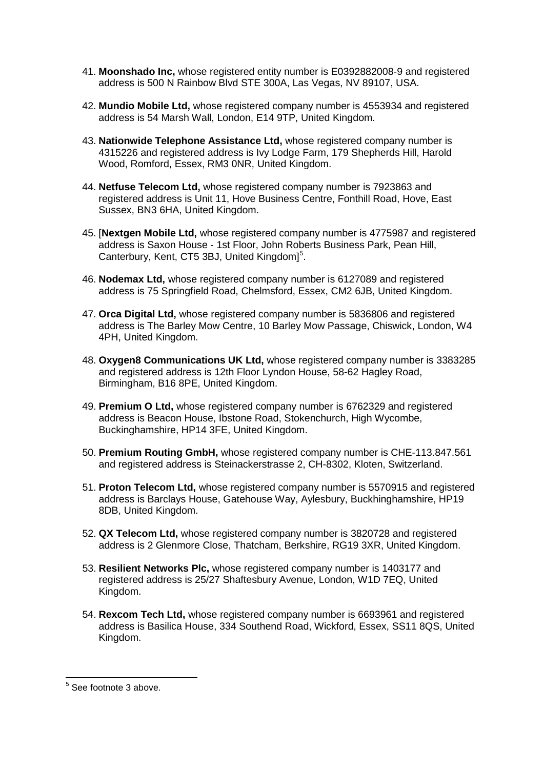41. **Moonshado Inc,** whose registered entity number is E0392882008-9 and registered address is 500 N Rainbow Blvd STE 300A, Las Vegas, NV 89107, USA.

42. **Mundio Mobile Ltd,** whose registered company number is 4553934 and registered address is 54 Marsh Wall, London, E14 9TP, United Kingdom.

43. **Nationwide Telephone Assistance Ltd,** whose registered company number is 4315226 and registered address is Ivy Lodge Farm, 179 Shepherds Hill, Harold Wood, Romford, Essex, RM3 0NR, United Kingdom.

44. **Netfuse Telecom Ltd,** whose registered company number is 7923863 and registered address is Unit 11, Hove Business Centre, Fonthill Road, Hove, East Sussex, BN3 6HA, United Kingdom.

45. [**Nextgen Mobile Ltd,** whose registered company number is 4775987 and registered address is Saxon House - 1st Floor, John Roberts Business Park, Pean Hill, Canterbury, Kent, CT5 3BJ, United Kingdom][5].

46. **Nodemax Ltd,** whose registered company number is 6127089 and registered address is 75 Springfield Road, Chelmsford, Essex, CM2 6JB, United Kingdom.

47. **Orca Digital Ltd,** whose registered company number is 5836806 and registered address is The Barley Mow Centre, 10 Barley Mow Passage, Chiswick, London, W4 4PH, United Kingdom.

48. **Oxygen8 Communications UK Ltd,** whose registered company number is 3383285 and registered address is 12th Floor Lyndon House, 58-62 Hagley Road, Birmingham, B16 8PE, United Kingdom.

49. **Premium O Ltd,** whose registered company number is 6762329 and registered address is Beacon House, Ibstone Road, Stokenchurch, High Wycombe, Buckinghamshire, HP14 3FE, United Kingdom.

50. **Premium Routing GmbH,** whose registered company number is CHE-113.847.561 and registered address is Steinackerstrasse 2, CH-8302, Kloten, Switzerland.

51. **Proton Telecom Ltd,** whose registered company number is 5570915 and registered address is Barclays House, Gatehouse Way, Aylesbury, Buckhinghamshire, HP19 8DB, United Kingdom.

52. **QX Telecom Ltd,** whose registered company number is 3820728 and registered address is 2 Glenmore Close, Thatcham, Berkshire, RG19 3XR, United Kingdom.

53. **Resilient Networks Plc,** whose registered company number is 1403177 and registered address is 25/27 Shaftesbury Avenue, London, W1D 7EQ, United Kingdom.

54. **Rexcom Tech Ltd,** whose registered company number is 6693961 and registered address is Basilica House, 334 Southend Road, Wickford, Essex, SS11 8QS, United Kingdom.

---

[5] See footnote 3 above.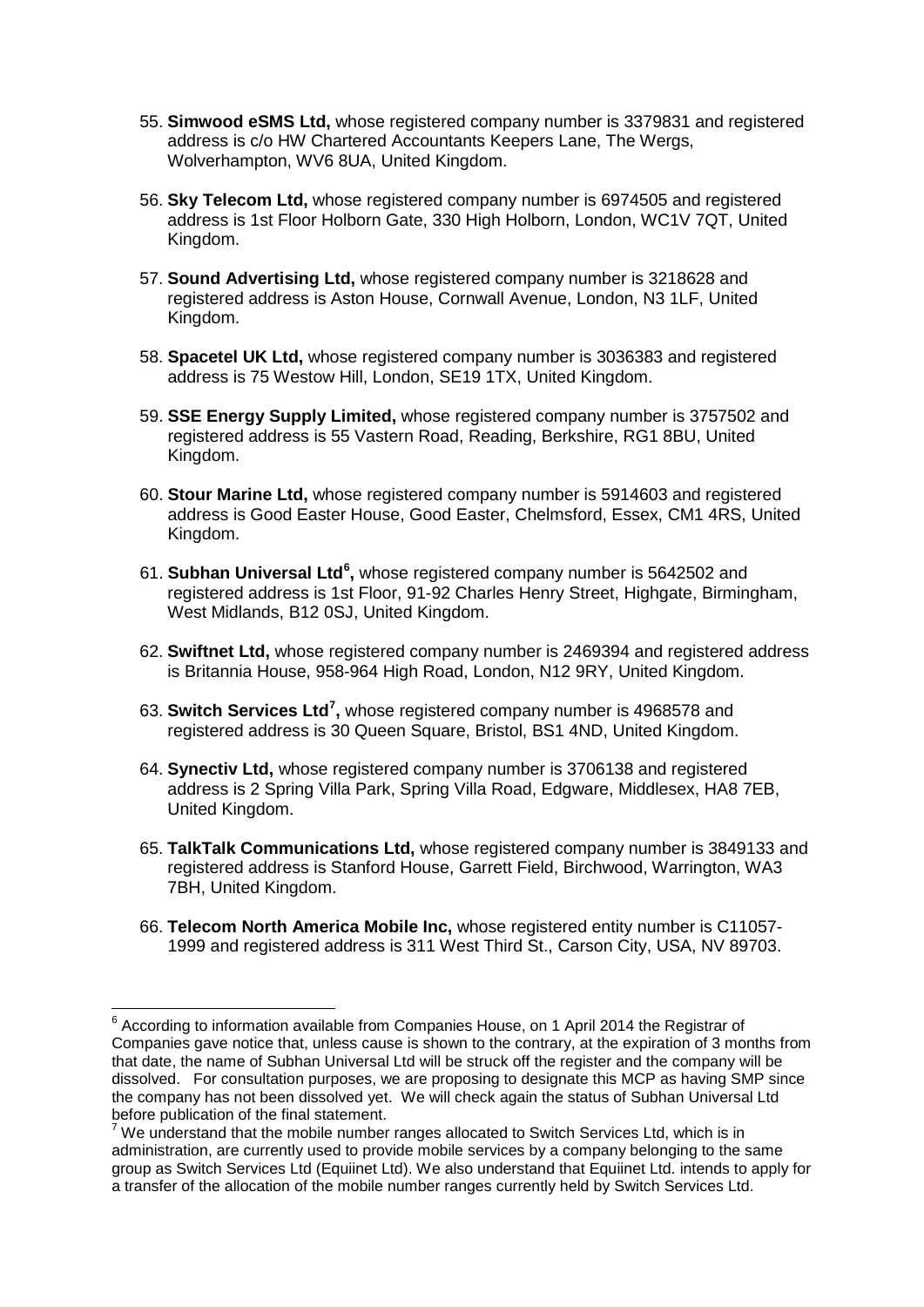55. **Simwood eSMS Ltd,** whose registered company number is 3379831 and registered address is c/o HW Chartered Accountants Keepers Lane, The Wergs, Wolverhampton, WV6 8UA, United Kingdom.

56. **Sky Telecom Ltd,** whose registered company number is 6974505 and registered address is 1st Floor Holborn Gate, 330 High Holborn, London, WC1V 7QT, United Kingdom.

57. **Sound Advertising Ltd,** whose registered company number is 3218628 and registered address is Aston House, Cornwall Avenue, London, N3 1LF, United Kingdom.

58. **Spacetel UK Ltd,** whose registered company number is 3036383 and registered address is 75 Westow Hill, London, SE19 1TX, United Kingdom.

59. **SSE Energy Supply Limited,** whose registered company number is 3757502 and registered address is 55 Vastern Road, Reading, Berkshire, RG1 8BU, United Kingdom.

60. **Stour Marine Ltd,** whose registered company number is 5914603 and registered address is Good Easter House, Good Easter, Chelmsford, Essex, CM1 4RS, United Kingdom.

61. **Subhan Universal Ltd[6],** whose registered company number is 5642502 and registered address is 1st Floor, 91-92 Charles Henry Street, Highgate, Birmingham, West Midlands, B12 0SJ, United Kingdom.

62. **Swiftnet Ltd,** whose registered company number is 2469394 and registered address is Britannia House, 958-964 High Road, London, N12 9RY, United Kingdom.

63. **Switch Services Ltd[7],** whose registered company number is 4968578 and registered address is 30 Queen Square, Bristol, BS1 4ND, United Kingdom.

64. **Synectiv Ltd,** whose registered company number is 3706138 and registered address is 2 Spring Villa Park, Spring Villa Road, Edgware, Middlesex, HA8 7EB, United Kingdom.

65. **TalkTalk Communications Ltd,** whose registered company number is 3849133 and registered address is Stanford House, Garrett Field, Birchwood, Warrington, WA3 7BH, United Kingdom.

66. **Telecom North America Mobile Inc,** whose registered entity number is C11057-1999 and registered address is 311 West Third St., Carson City, USA, NV 89703.

---

[6] According to information available from Companies House, on 1 April 2014 the Registrar of Companies gave notice that, unless cause is shown to the contrary, at the expiration of 3 months from that date, the name of Subhan Universal Ltd will be struck off the register and the company will be dissolved. For consultation purposes, we are proposing to designate this MCP as having SMP since the company has not been dissolved yet. We will check again the status of Subhan Universal Ltd before publication of the final statement.

[7] We understand that the mobile number ranges allocated to Switch Services Ltd, which is in administration, are currently used to provide mobile services by a company belonging to the same group as Switch Services Ltd (Equiinet Ltd). We also understand that Equiinet Ltd. intends to apply for a transfer of the allocation of the mobile number ranges currently held by Switch Services Ltd.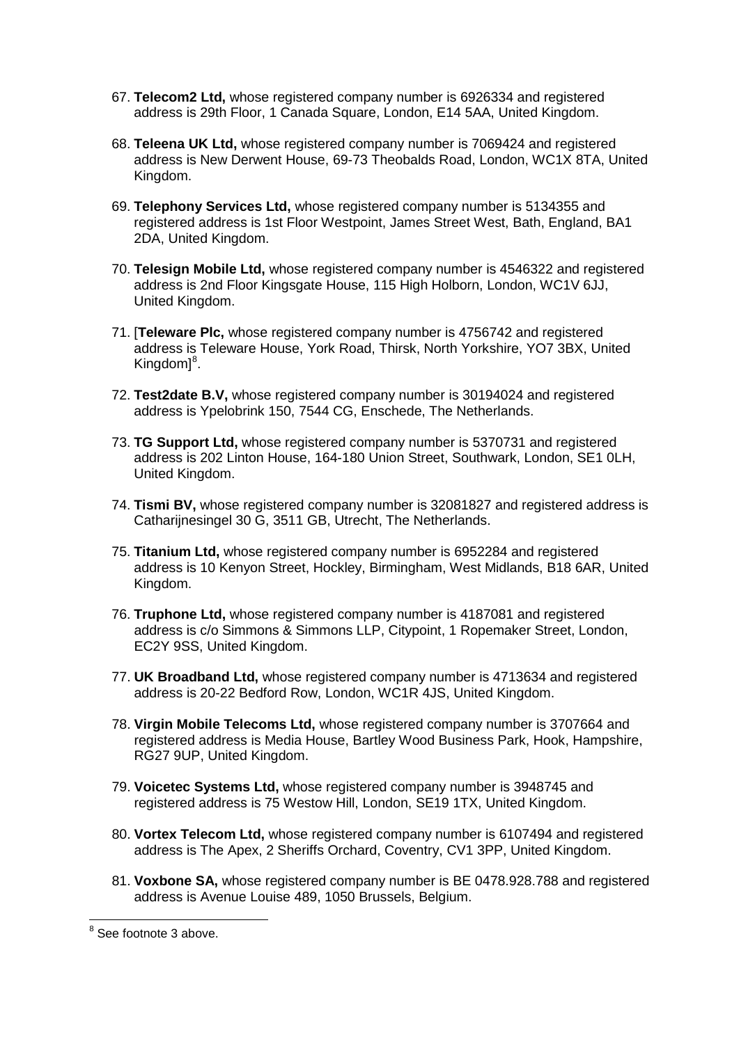67. **Telecom2 Ltd,** whose registered company number is 6926334 and registered address is 29th Floor, 1 Canada Square, London, E14 5AA, United Kingdom.

68. **Teleena UK Ltd,** whose registered company number is 7069424 and registered address is New Derwent House, 69-73 Theobalds Road, London, WC1X 8TA, United Kingdom.

69. **Telephony Services Ltd,** whose registered company number is 5134355 and registered address is 1st Floor Westpoint, James Street West, Bath, England, BA1 2DA, United Kingdom.

70. **Telesign Mobile Ltd,** whose registered company number is 4546322 and registered address is 2nd Floor Kingsgate House, 115 High Holborn, London, WC1V 6JJ, United Kingdom.

71. [**Teleware Plc,** whose registered company number is 4756742 and registered address is Teleware House, York Road, Thirsk, North Yorkshire, YO7 3BX, United Kingdom][8].

72. **Test2date B.V,** whose registered company number is 30194024 and registered address is Ypelobrink 150, 7544 CG, Enschede, The Netherlands.

73. **TG Support Ltd,** whose registered company number is 5370731 and registered address is 202 Linton House, 164-180 Union Street, Southwark, London, SE1 0LH, United Kingdom.

74. **Tismi BV,** whose registered company number is 32081827 and registered address is Catharijnesingel 30 G, 3511 GB, Utrecht, The Netherlands.

75. **Titanium Ltd,** whose registered company number is 6952284 and registered address is 10 Kenyon Street, Hockley, Birmingham, West Midlands, B18 6AR, United Kingdom.

76. **Truphone Ltd,** whose registered company number is 4187081 and registered address is c/o Simmons & Simmons LLP, Citypoint, 1 Ropemaker Street, London, EC2Y 9SS, United Kingdom.

77. **UK Broadband Ltd,** whose registered company number is 4713634 and registered address is 20-22 Bedford Row, London, WC1R 4JS, United Kingdom.

78. **Virgin Mobile Telecoms Ltd,** whose registered company number is 3707664 and registered address is Media House, Bartley Wood Business Park, Hook, Hampshire, RG27 9UP, United Kingdom.

79. **Voicetec Systems Ltd,** whose registered company number is 3948745 and registered address is 75 Westow Hill, London, SE19 1TX, United Kingdom.

80. **Vortex Telecom Ltd,** whose registered company number is 6107494 and registered address is The Apex, 2 Sheriffs Orchard, Coventry, CV1 3PP, United Kingdom.

81. **Voxbone SA,** whose registered company number is BE 0478.928.788 and registered address is Avenue Louise 489, 1050 Brussels, Belgium.

---

[8] See footnote 3 above.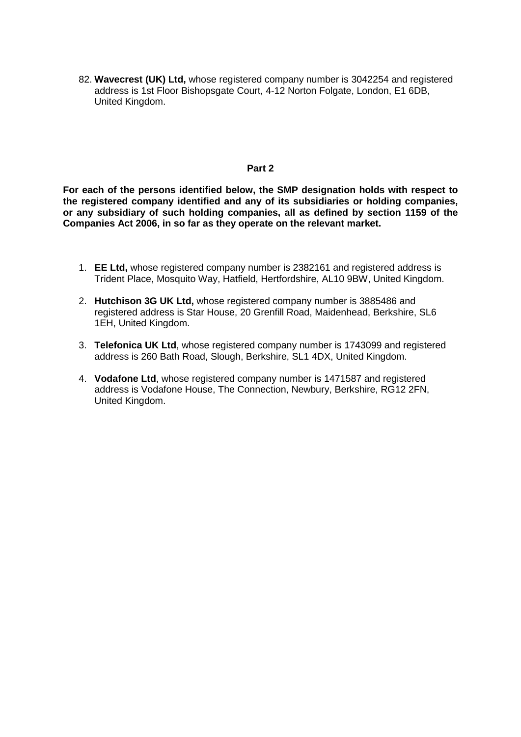82. **Wavecrest (UK) Ltd,** whose registered company number is 3042254 and registered address is 1st Floor Bishopsgate Court, 4-12 Norton Folgate, London, E1 6DB, United Kingdom.

## Part 2

**For each of the persons identified below, the SMP designation holds with respect to the registered company identified and any of its subsidiaries or holding companies, or any subsidiary of such holding companies, all as defined by section 1159 of the Companies Act 2006, in so far as they operate on the relevant market.**

1. **EE Ltd,** whose registered company number is 2382161 and registered address is Trident Place, Mosquito Way, Hatfield, Hertfordshire, AL10 9BW, United Kingdom.
2. **Hutchison 3G UK Ltd,** whose registered company number is 3885486 and registered address is Star House, 20 Grenfill Road, Maidenhead, Berkshire, SL6 1EH, United Kingdom.
3. **Telefonica UK Ltd**, whose registered company number is 1743099 and registered address is 260 Bath Road, Slough, Berkshire, SL1 4DX, United Kingdom.
4. **Vodafone Ltd**, whose registered company number is 1471587 and registered address is Vodafone House, The Connection, Newbury, Berkshire, RG12 2FN, United Kingdom.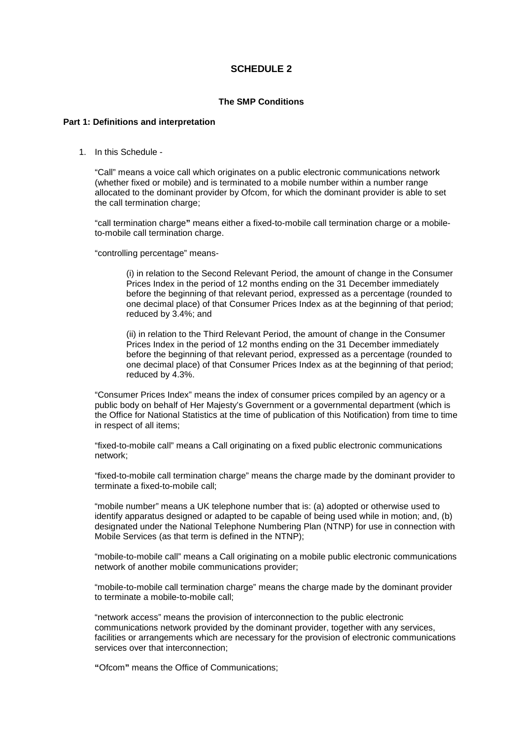# SCHEDULE 2

## The SMP Conditions

### Part 1: Definitions and interpretation

1. In this Schedule -

"Call" means a voice call which originates on a public electronic communications network (whether fixed or mobile) and is terminated to a mobile number within a number range allocated to the dominant provider by Ofcom, for which the dominant provider is able to set the call termination charge;

"call termination charge**"** means either a fixed-to-mobile call termination charge or a mobile-to-mobile call termination charge.

"controlling percentage" means-

(i) in relation to the Second Relevant Period, the amount of change in the Consumer Prices Index in the period of 12 months ending on the 31 December immediately before the beginning of that relevant period, expressed as a percentage (rounded to one decimal place) of that Consumer Prices Index as at the beginning of that period; reduced by 3.4%; and

(ii) in relation to the Third Relevant Period, the amount of change in the Consumer Prices Index in the period of 12 months ending on the 31 December immediately before the beginning of that relevant period, expressed as a percentage (rounded to one decimal place) of that Consumer Prices Index as at the beginning of that period; reduced by 4.3%.

"Consumer Prices Index" means the index of consumer prices compiled by an agency or a public body on behalf of Her Majesty's Government or a governmental department (which is the Office for National Statistics at the time of publication of this Notification) from time to time in respect of all items;

"fixed-to-mobile call" means a Call originating on a fixed public electronic communications network;

"fixed-to-mobile call termination charge" means the charge made by the dominant provider to terminate a fixed-to-mobile call;

"mobile number" means a UK telephone number that is: (a) adopted or otherwise used to identify apparatus designed or adapted to be capable of being used while in motion; and, (b) designated under the National Telephone Numbering Plan (NTNP) for use in connection with Mobile Services (as that term is defined in the NTNP);

"mobile-to-mobile call" means a Call originating on a mobile public electronic communications network of another mobile communications provider;

"mobile-to-mobile call termination charge" means the charge made by the dominant provider to terminate a mobile-to-mobile call;

"network access" means the provision of interconnection to the public electronic communications network provided by the dominant provider, together with any services, facilities or arrangements which are necessary for the provision of electronic communications services over that interconnection;

**"**Ofcom**"** means the Office of Communications;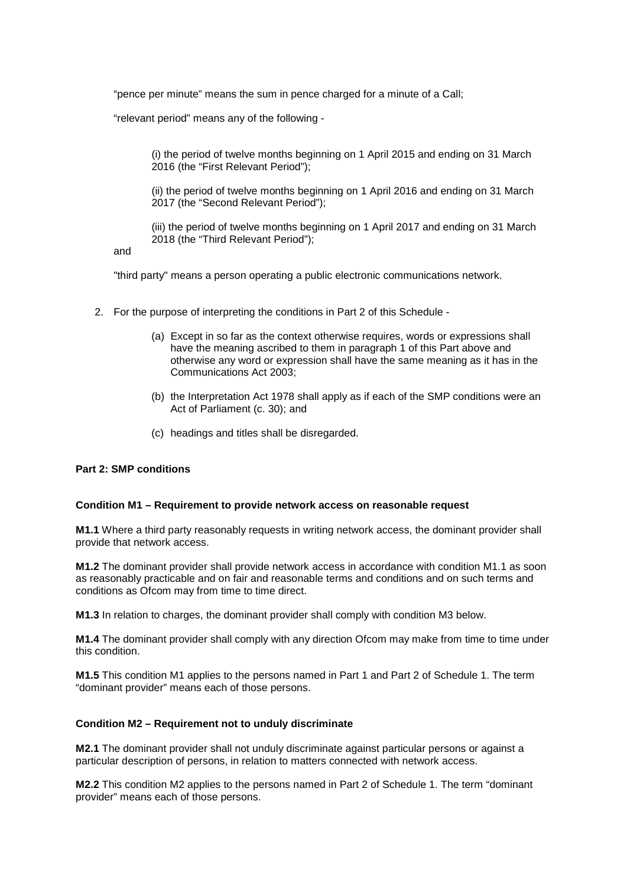"pence per minute" means the sum in pence charged for a minute of a Call;

"relevant period" means any of the following -

> (i) the period of twelve months beginning on 1 April 2015 and ending on 31 March 2016 (the "First Relevant Period");
>
> (ii) the period of twelve months beginning on 1 April 2016 and ending on 31 March 2017 (the "Second Relevant Period");
>
> (iii) the period of twelve months beginning on 1 April 2017 and ending on 31 March 2018 (the "Third Relevant Period");

and

"third party" means a person operating a public electronic communications network.

2. For the purpose of interpreting the conditions in Part 2 of this Schedule -

   (a) Except in so far as the context otherwise requires, words or expressions shall have the meaning ascribed to them in paragraph 1 of this Part above and otherwise any word or expression shall have the same meaning as it has in the Communications Act 2003;

   (b) the Interpretation Act 1978 shall apply as if each of the SMP conditions were an Act of Parliament (c. 30); and

   (c) headings and titles shall be disregarded.

**Part 2: SMP conditions**

**Condition M1 – Requirement to provide network access on reasonable request**

**M1.1** Where a third party reasonably requests in writing network access, the dominant provider shall provide that network access.

**M1.2** The dominant provider shall provide network access in accordance with condition M1.1 as soon as reasonably practicable and on fair and reasonable terms and conditions and on such terms and conditions as Ofcom may from time to time direct.

**M1.3** In relation to charges, the dominant provider shall comply with condition M3 below.

**M1.4** The dominant provider shall comply with any direction Ofcom may make from time to time under this condition.

**M1.5** This condition M1 applies to the persons named in Part 1 and Part 2 of Schedule 1. The term "dominant provider" means each of those persons.

**Condition M2 – Requirement not to unduly discriminate**

**M2.1** The dominant provider shall not unduly discriminate against particular persons or against a particular description of persons, in relation to matters connected with network access.

**M2.2** This condition M2 applies to the persons named in Part 2 of Schedule 1. The term "dominant provider" means each of those persons.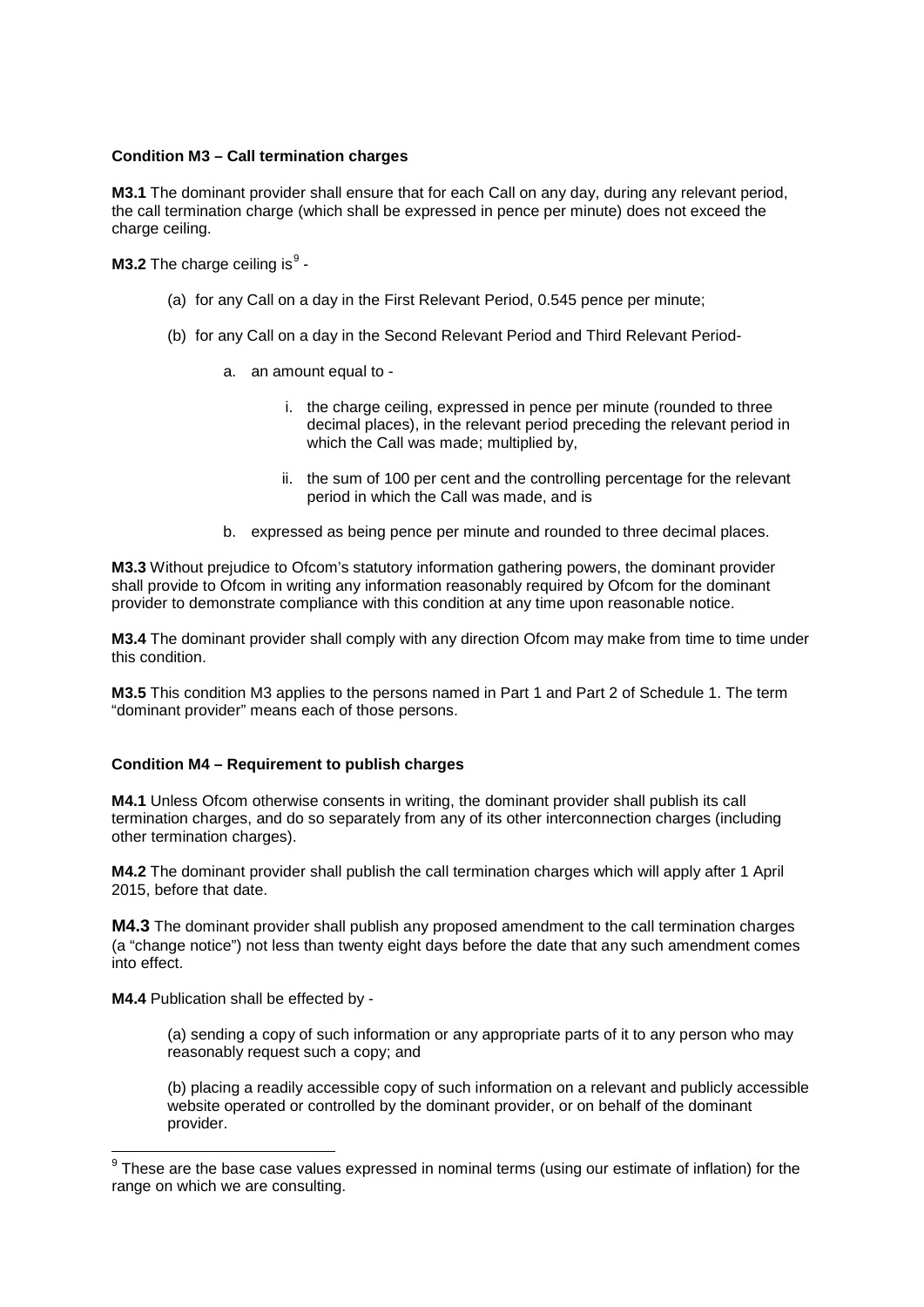**Condition M3 – Call termination charges**

**M3.1** The dominant provider shall ensure that for each Call on any day, during any relevant period, the call termination charge (which shall be expressed in pence per minute) does not exceed the charge ceiling.

**M3.2** The charge ceiling is[9] -

(a) for any Call on a day in the First Relevant Period, 0.545 pence per minute;

(b) for any Call on a day in the Second Relevant Period and Third Relevant Period-

a. an amount equal to -

i. the charge ceiling, expressed in pence per minute (rounded to three decimal places), in the relevant period preceding the relevant period in which the Call was made; multiplied by,

ii. the sum of 100 per cent and the controlling percentage for the relevant period in which the Call was made, and is

b. expressed as being pence per minute and rounded to three decimal places.

**M3.3** Without prejudice to Ofcom's statutory information gathering powers, the dominant provider shall provide to Ofcom in writing any information reasonably required by Ofcom for the dominant provider to demonstrate compliance with this condition at any time upon reasonable notice.

**M3.4** The dominant provider shall comply with any direction Ofcom may make from time to time under this condition.

**M3.5** This condition M3 applies to the persons named in Part 1 and Part 2 of Schedule 1. The term "dominant provider" means each of those persons.

**Condition M4 – Requirement to publish charges**

**M4.1** Unless Ofcom otherwise consents in writing, the dominant provider shall publish its call termination charges, and do so separately from any of its other interconnection charges (including other termination charges).

**M4.2** The dominant provider shall publish the call termination charges which will apply after 1 April 2015, before that date.

**M4.3** The dominant provider shall publish any proposed amendment to the call termination charges (a "change notice") not less than twenty eight days before the date that any such amendment comes into effect.

**M4.4** Publication shall be effected by -

(a) sending a copy of such information or any appropriate parts of it to any person who may reasonably request such a copy; and

(b) placing a readily accessible copy of such information on a relevant and publicly accessible website operated or controlled by the dominant provider, or on behalf of the dominant provider.

---

[9] These are the base case values expressed in nominal terms (using our estimate of inflation) for the range on which we are consulting.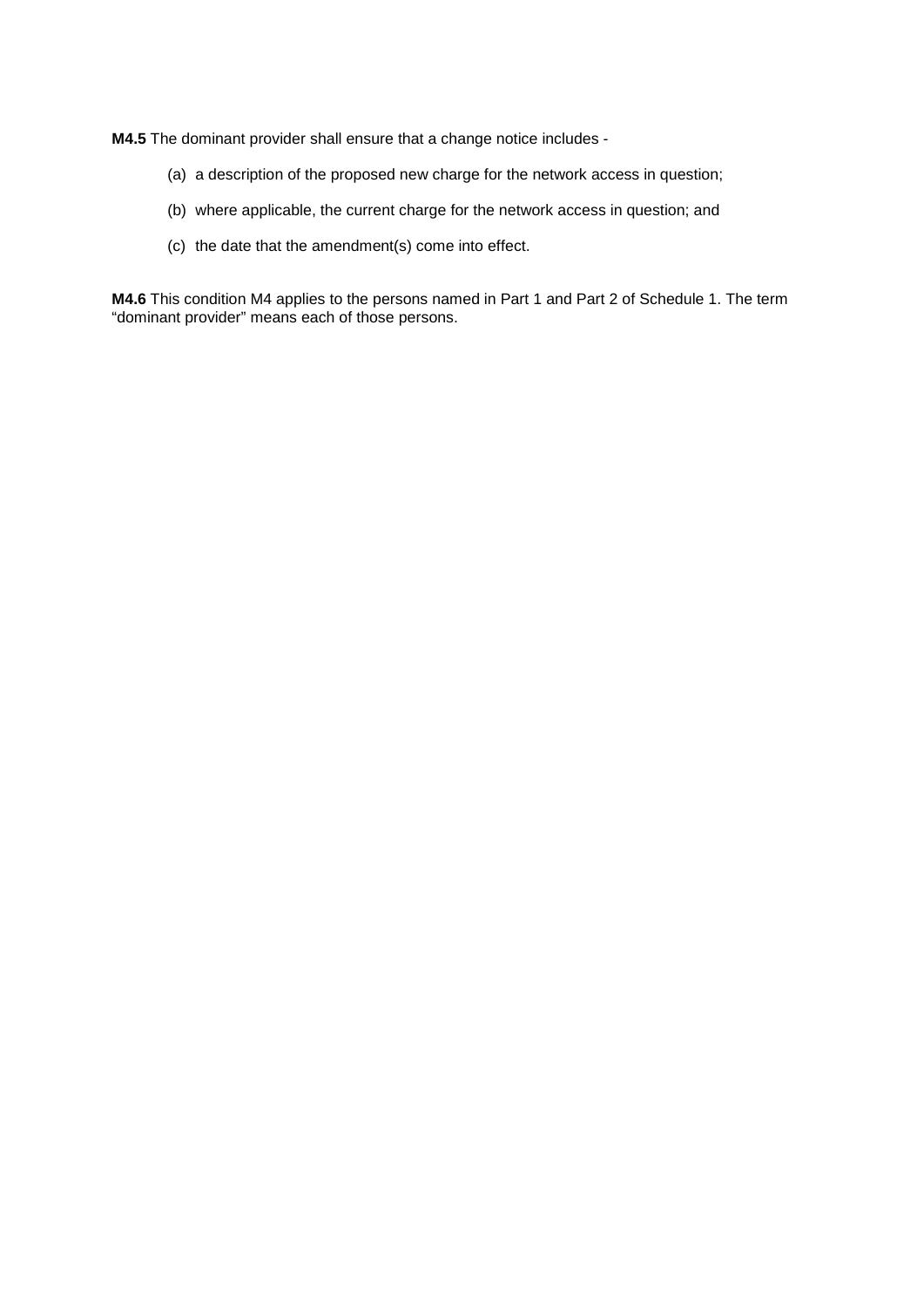**M4.5** The dominant provider shall ensure that a change notice includes -

(a) a description of the proposed new charge for the network access in question;

(b) where applicable, the current charge for the network access in question; and

(c) the date that the amendment(s) come into effect.

**M4.6** This condition M4 applies to the persons named in Part 1 and Part 2 of Schedule 1. The term "dominant provider" means each of those persons.